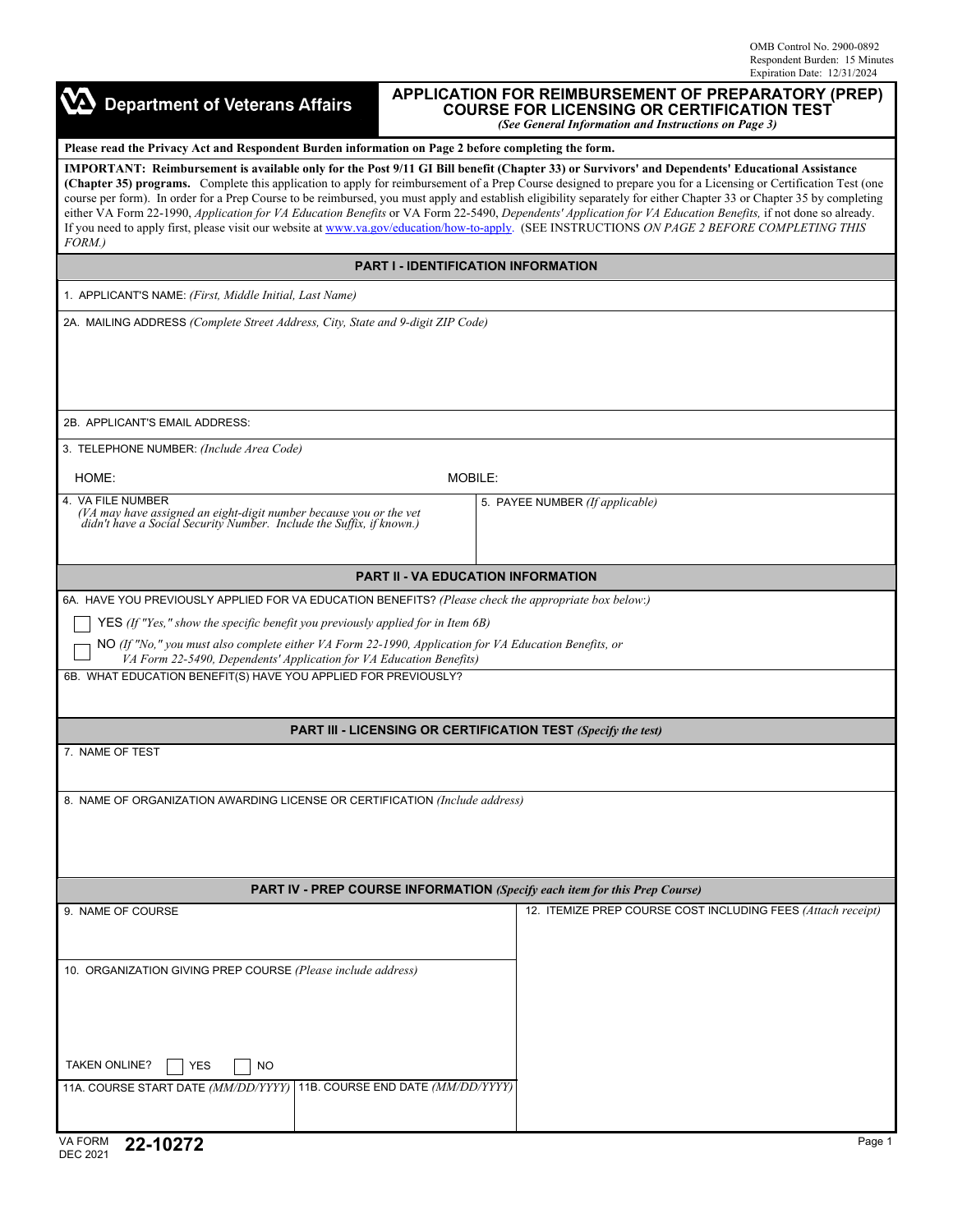OMB Control No. 2900-0892
Respondent Burden: 15 Minutes
Expiration Date: 12/31/2024

**Department of Veterans Affairs**

# APPLICATION FOR REIMBURSEMENT OF PREPARATORY (PREP) COURSE FOR LICENSING OR CERTIFICATION TEST

*(See General Information and Instructions on Page 3)*

**Please read the Privacy Act and Respondent Burden information on Page 2 before completing the form.**

**IMPORTANT: Reimbursement is available only for the Post 9/11 GI Bill benefit (Chapter 33) or Survivors' and Dependents' Educational Assistance (Chapter 35) programs.** Complete this application to apply for reimbursement of a Prep Course designed to prepare you for a Licensing or Certification Test (one course per form). In order for a Prep Course to be reimbursed, you must apply and establish eligibility separately for either Chapter 33 or Chapter 35 by completing either VA Form 22-1990, *Application for VA Education Benefits* or VA Form 22-5490, *Dependents' Application for VA Education Benefits,* if not done so already. If you need to apply first, please visit our website at www.va.gov/education/how-to-apply. (SEE INSTRUCTIONS *ON PAGE 2 BEFORE COMPLETING THIS FORM.)*

## PART I - IDENTIFICATION INFORMATION

1. APPLICANT'S NAME: *(First, Middle Initial, Last Name)*

2A. MAILING ADDRESS *(Complete Street Address, City, State and 9-digit ZIP Code)*

2B. APPLICANT'S EMAIL ADDRESS:

3. TELEPHONE NUMBER: *(Include Area Code)*

HOME:

MOBILE:

4. VA FILE NUMBER
*(VA may have assigned an eight-digit number because you or the vet didn't have a Social Security Number. Include the Suffix, if known.)*

5. PAYEE NUMBER *(If applicable)*

## PART II - VA EDUCATION INFORMATION

6A. HAVE YOU PREVIOUSLY APPLIED FOR VA EDUCATION BENEFITS? *(Please check the appropriate box below:)*

☐ YES *(If "Yes," show the specific benefit you previously applied for in Item 6B)*

☐ NO *(If "No," you must also complete either VA Form 22-1990, Application for VA Education Benefits, or VA Form 22-5490, Dependents' Application for VA Education Benefits)*

6B. WHAT EDUCATION BENEFIT(S) HAVE YOU APPLIED FOR PREVIOUSLY?

## PART III - LICENSING OR CERTIFICATION TEST *(Specify the test)*

7. NAME OF TEST

8. NAME OF ORGANIZATION AWARDING LICENSE OR CERTIFICATION *(Include address)*

## PART IV - PREP COURSE INFORMATION *(Specify each item for this Prep Course)*

9. NAME OF COURSE

10. ORGANIZATION GIVING PREP COURSE *(Please include address)*

TAKEN ONLINE? ☐ YES ☐ NO

11A. COURSE START DATE *(MM/DD/YYYY)*

11B. COURSE END DATE *(MM/DD/YYYY)*

12. ITEMIZE PREP COURSE COST INCLUDING FEES *(Attach receipt)*

VA FORM 22-10272
DEC 2021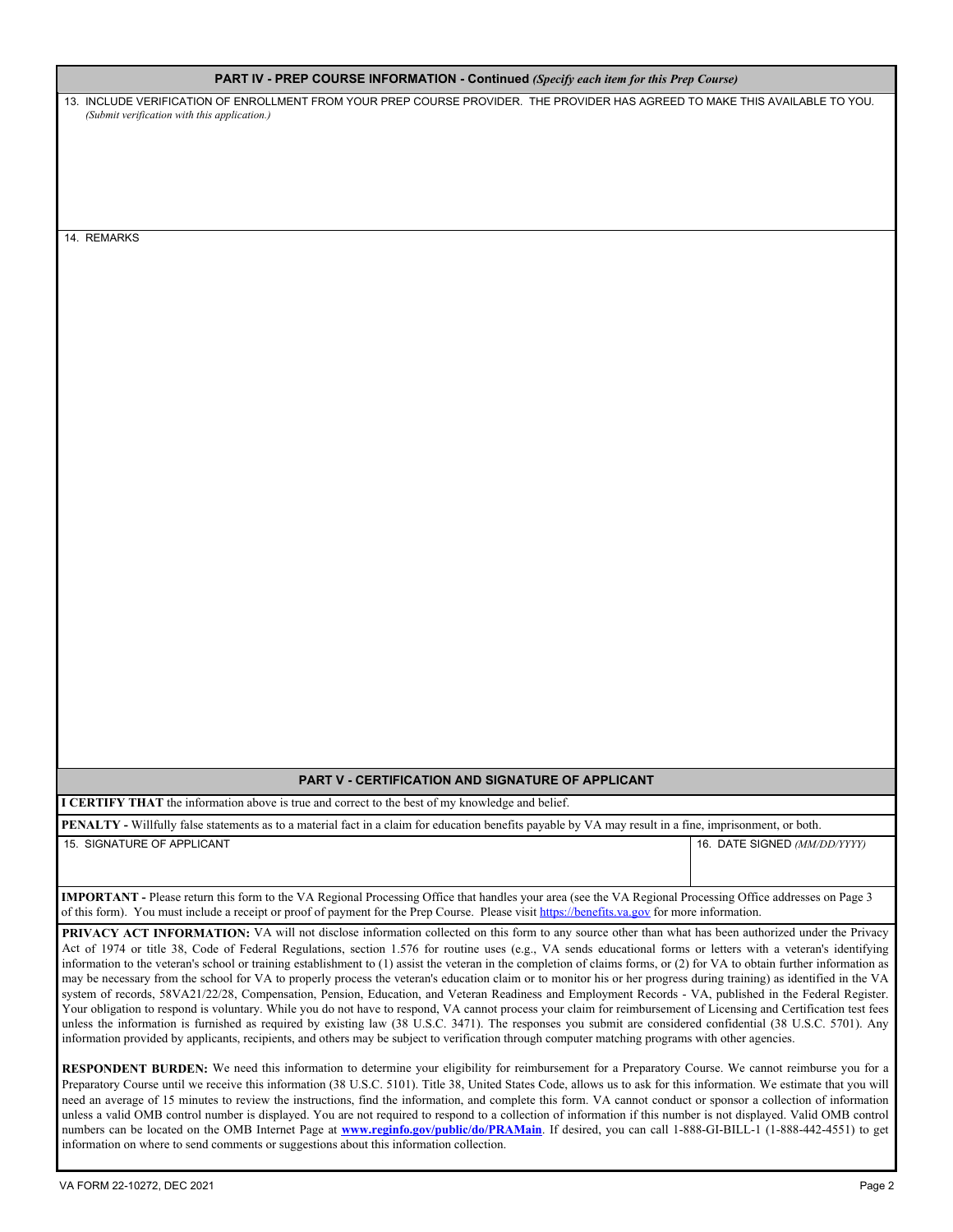## PART IV - PREP COURSE INFORMATION - Continued *(Specify each item for this Prep Course)*

13. INCLUDE VERIFICATION OF ENROLLMENT FROM YOUR PREP COURSE PROVIDER. THE PROVIDER HAS AGREED TO MAKE THIS AVAILABLE TO YOU. *(Submit verification with this application.)*

14. REMARKS

## PART V - CERTIFICATION AND SIGNATURE OF APPLICANT

**I CERTIFY THAT** the information above is true and correct to the best of my knowledge and belief.

**PENALTY -** Willfully false statements as to a material fact in a claim for education benefits payable by VA may result in a fine, imprisonment, or both.

| 15. SIGNATURE OF APPLICANT | 16. DATE SIGNED *(MM/DD/YYYY)* |
|---|---|
| | |

**IMPORTANT -** Please return this form to the VA Regional Processing Office that handles your area (see the VA Regional Processing Office addresses on Page 3 of this form). You must include a receipt or proof of payment for the Prep Course. Please visit https://benefits.va.gov for more information.

**PRIVACY ACT INFORMATION:** VA will not disclose information collected on this form to any source other than what has been authorized under the Privacy Act of 1974 or title 38, Code of Federal Regulations, section 1.576 for routine uses (e.g., VA sends educational forms or letters with a veteran's identifying information to the veteran's school or training establishment to (1) assist the veteran in the completion of claims forms, or (2) for VA to obtain further information as may be necessary from the school for VA to properly process the veteran's education claim or to monitor his or her progress during training) as identified in the VA system of records, 58VA21/22/28, Compensation, Pension, Education, and Veteran Readiness and Employment Records - VA, published in the Federal Register. Your obligation to respond is voluntary. While you do not have to respond, VA cannot process your claim for reimbursement of Licensing and Certification test fees unless the information is furnished as required by existing law (38 U.S.C. 3471). The responses you submit are considered confidential (38 U.S.C. 5701). Any information provided by applicants, recipients, and others may be subject to verification through computer matching programs with other agencies.

**RESPONDENT BURDEN:** We need this information to determine your eligibility for reimbursement for a Preparatory Course. We cannot reimburse you for a Preparatory Course until we receive this information (38 U.S.C. 5101). Title 38, United States Code, allows us to ask for this information. We estimate that you will need an average of 15 minutes to review the instructions, find the information, and complete this form. VA cannot conduct or sponsor a collection of information unless a valid OMB control number is displayed. You are not required to respond to a collection of information if this number is not displayed. Valid OMB control numbers can be located on the OMB Internet Page at **www.reginfo.gov/public/do/PRAMain**. If desired, you can call 1-888-GI-BILL-1 (1-888-442-4551) to get information on where to send comments or suggestions about this information collection.

VA FORM 22-10272, DEC 2021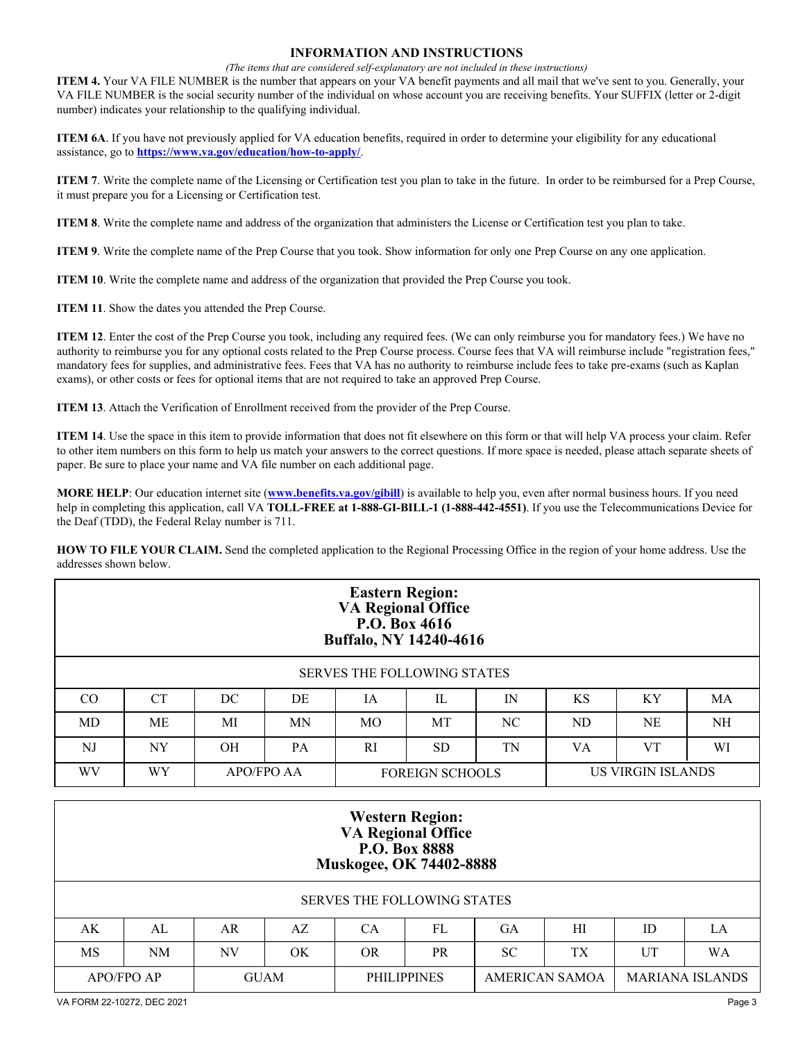## INFORMATION AND INSTRUCTIONS

*(The items that are considered self-explanatory are not included in these instructions)*

**ITEM 4.** Your VA FILE NUMBER is the number that appears on your VA benefit payments and all mail that we've sent to you. Generally, your VA FILE NUMBER is the social security number of the individual on whose account you are receiving benefits. Your SUFFIX (letter or 2-digit number) indicates your relationship to the qualifying individual.

**ITEM 6A**. If you have not previously applied for VA education benefits, required in order to determine your eligibility for any educational assistance, go to **https://www.va.gov/education/how-to-apply/**.

**ITEM 7**. Write the complete name of the Licensing or Certification test you plan to take in the future. In order to be reimbursed for a Prep Course, it must prepare you for a Licensing or Certification test.

**ITEM 8**. Write the complete name and address of the organization that administers the License or Certification test you plan to take.

**ITEM 9**. Write the complete name of the Prep Course that you took. Show information for only one Prep Course on any one application.

**ITEM 10**. Write the complete name and address of the organization that provided the Prep Course you took.

**ITEM 11**. Show the dates you attended the Prep Course.

**ITEM 12**. Enter the cost of the Prep Course you took, including any required fees. (We can only reimburse you for mandatory fees.) We have no authority to reimburse you for any optional costs related to the Prep Course process. Course fees that VA will reimburse include "registration fees," mandatory fees for supplies, and administrative fees. Fees that VA has no authority to reimburse include fees to take pre-exams (such as Kaplan exams), or other costs or fees for optional items that are not required to take an approved Prep Course.

**ITEM 13**. Attach the Verification of Enrollment received from the provider of the Prep Course.

**ITEM 14**. Use the space in this item to provide information that does not fit elsewhere on this form or that will help VA process your claim. Refer to other item numbers on this form to help us match your answers to the correct questions. If more space is needed, please attach separate sheets of paper. Be sure to place your name and VA file number on each additional page.

**MORE HELP**: Our education internet site (**www.benefits.va.gov/gibill**) is available to help you, even after normal business hours. If you need help in completing this application, call VA **TOLL-FREE at 1-888-GI-BILL-1 (1-888-442-4551)**. If you use the Telecommunications Device for the Deaf (TDD), the Federal Relay number is 711.

**HOW TO FILE YOUR CLAIM.** Send the completed application to the Regional Processing Office in the region of your home address. Use the addresses shown below.

**Eastern Region:**
**VA Regional Office**
**P.O. Box 4616**
**Buffalo, NY 14240-4616**

SERVES THE FOLLOWING STATES

| | | | | | | | | | |
|---|---|---|---|---|---|---|---|---|---|
| CO | CT | DC | DE | IA | IL | IN | KS | KY | MA |
| MD | ME | MI | MN | MO | MT | NC | ND | NE | NH |
| NJ | NY | OH | PA | RI | SD | TN | VA | VT | WI |
| WV | WY | APO/FPO AA | | FOREIGN SCHOOLS | | | US VIRGIN ISLANDS | | |

**Western Region:**
**VA Regional Office**
**P.O. Box 8888**
**Muskogee, OK 74402-8888**

SERVES THE FOLLOWING STATES

| | | | | | | | | | |
|---|---|---|---|---|---|---|---|---|---|
| AK | AL | AR | AZ | CA | FL | GA | HI | ID | LA |
| MS | NM | NV | OK | OR | PR | SC | TX | UT | WA |
| APO/FPO AP | | GUAM | | PHILIPPINES | | AMERICAN SAMOA | | MARIANA ISLANDS | |

VA FORM 22-10272, DEC 2021